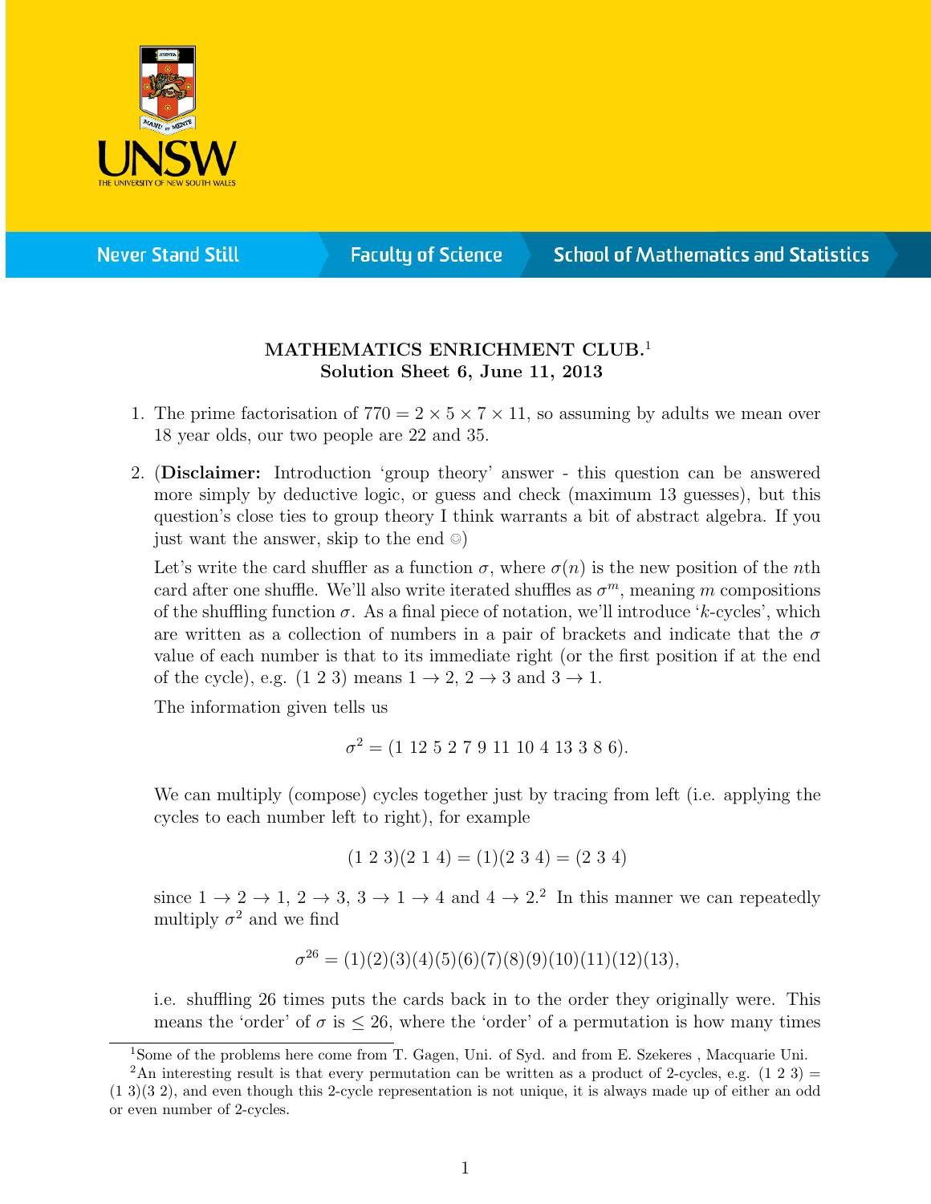**MATHEMATICS ENRICHMENT CLUB.**[1]
**Solution Sheet 6, June 11, 2013**

1. The prime factorisation of $770 = 2 \times 5 \times 7 \times 11$, so assuming by adults we mean over 18 year olds, our two people are 22 and 35.

2. (**Disclaimer:** Introduction 'group theory' answer - this question can be answered more simply by deductive logic, or guess and check (maximum 13 guesses), but this question's close ties to group theory I think warrants a bit of abstract algebra. If you just want the answer, skip to the end ☺)

   Let's write the card shuffler as a function $\sigma$, where $\sigma(n)$ is the new position of the $n$th card after one shuffle. We'll also write iterated shuffles as $\sigma^m$, meaning $m$ compositions of the shuffling function $\sigma$. As a final piece of notation, we'll introduce '$k$-cycles', which are written as a collection of numbers in a pair of brackets and indicate that the $\sigma$ value of each number is that to its immediate right (or the first position if at the end of the cycle), e.g. (1 2 3) means $1 \to 2$, $2 \to 3$ and $3 \to 1$.

   The information given tells us

   $$\sigma^2 = (1\ 12\ 5\ 2\ 7\ 9\ 11\ 10\ 4\ 13\ 3\ 8\ 6).$$

   We can multiply (compose) cycles together just by tracing from left (i.e. applying the cycles to each number left to right), for example

   $$(1\ 2\ 3)(2\ 1\ 4) = (1)(2\ 3\ 4) = (2\ 3\ 4)$$

   since $1 \to 2 \to 1$, $2 \to 3$, $3 \to 1 \to 4$ and $4 \to 2$.[2] In this manner we can repeatedly multiply $\sigma^2$ and we find

   $$\sigma^{26} = (1)(2)(3)(4)(5)(6)(7)(8)(9)(10)(11)(12)(13),$$

   i.e. shuffling 26 times puts the cards back in to the order they originally were. This means the 'order' of $\sigma$ is $\leq 26$, where the 'order' of a permutation is how many times

---

[1] Some of the problems here come from T. Gagen, Uni. of Syd. and from E. Szekeres , Macquarie Uni.

[2] An interesting result is that every permutation can be written as a product of 2-cycles, e.g. (1 2 3) = (1 3)(3 2), and even though this 2-cycle representation is not unique, it is always made up of either an odd or even number of 2-cycles.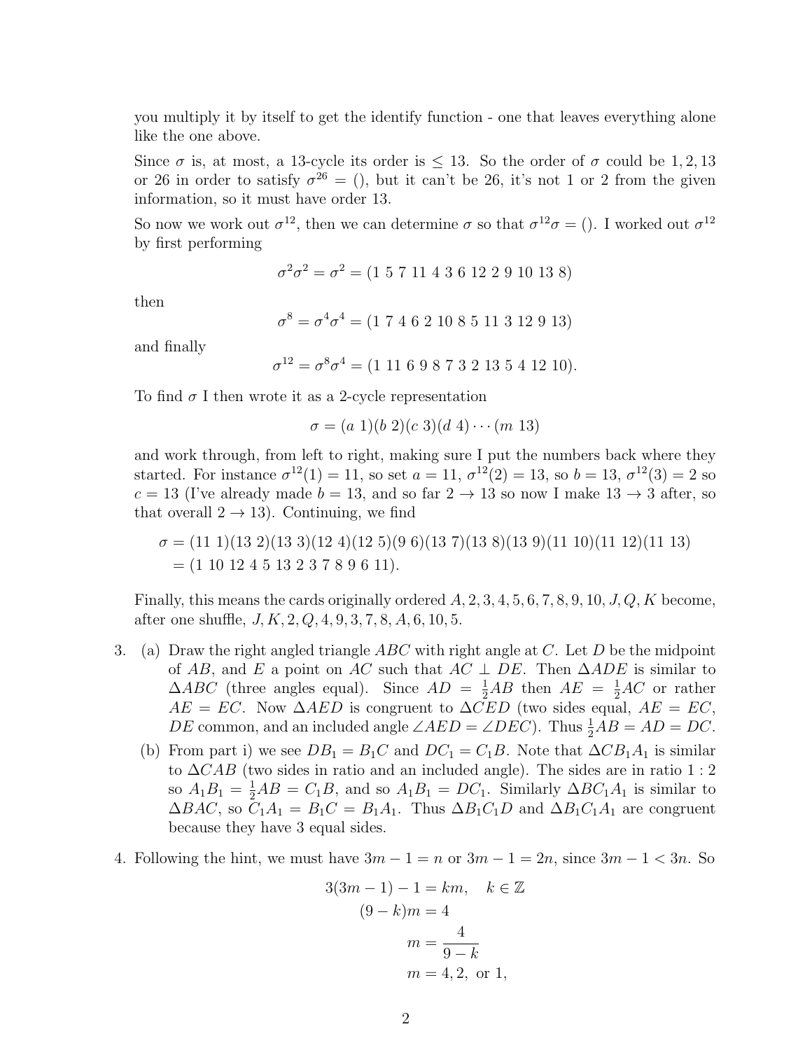you multiply it by itself to get the identify function - one that leaves everything alone like the one above.

Since $\sigma$ is, at most, a 13-cycle its order is $\leq 13$. So the order of $\sigma$ could be $1, 2, 13$ or 26 in order to satisfy $\sigma^{26} = ()$, but it can't be 26, it's not 1 or 2 from the given information, so it must have order 13.

So now we work out $\sigma^{12}$, then we can determine $\sigma$ so that $\sigma^{12}\sigma = ()$. I worked out $\sigma^{12}$ by first performing

$$\sigma^2\sigma^2 = \sigma^2 = (1\ 5\ 7\ 11\ 4\ 3\ 6\ 12\ 2\ 9\ 10\ 13\ 8)$$

then

$$\sigma^8 = \sigma^4\sigma^4 = (1\ 7\ 4\ 6\ 2\ 10\ 8\ 5\ 11\ 3\ 12\ 9\ 13)$$

and finally

$$\sigma^{12} = \sigma^8\sigma^4 = (1\ 11\ 6\ 9\ 8\ 7\ 3\ 2\ 13\ 5\ 4\ 12\ 10).$$

To find $\sigma$ I then wrote it as a 2-cycle representation

$$\sigma = (a\ 1)(b\ 2)(c\ 3)(d\ 4)\cdots(m\ 13)$$

and work through, from left to right, making sure I put the numbers back where they started. For instance $\sigma^{12}(1) = 11$, so set $a = 11$, $\sigma^{12}(2) = 13$, so $b = 13$, $\sigma^{12}(3) = 2$ so $c = 13$ (I've already made $b = 13$, and so far $2 \to 13$ so now I make $13 \to 3$ after, so that overall $2 \to 13$). Continuing, we find

$$\begin{aligned}\sigma &= (11\ 1)(13\ 2)(13\ 3)(12\ 4)(12\ 5)(9\ 6)(13\ 7)(13\ 8)(13\ 9)(11\ 10)(11\ 12)(11\ 13)\\ &= (1\ 10\ 12\ 4\ 5\ 13\ 2\ 3\ 7\ 8\ 9\ 6\ 11).\end{aligned}$$

Finally, this means the cards originally ordered $A, 2, 3, 4, 5, 6, 7, 8, 9, 10, J, Q, K$ become, after one shuffle, $J, K, 2, Q, 4, 9, 3, 7, 8, A, 6, 10, 5$.

3. (a) Draw the right angled triangle $ABC$ with right angle at $C$. Let $D$ be the midpoint of $AB$, and $E$ a point on $AC$ such that $AC \perp DE$. Then $\Delta ADE$ is similar to $\Delta ABC$ (three angles equal). Since $AD = \frac{1}{2}AB$ then $AE = \frac{1}{2}AC$ or rather $AE = EC$. Now $\Delta AED$ is congruent to $\Delta CED$ (two sides equal, $AE = EC$, $DE$ common, and an included angle $\angle AED = \angle DEC$). Thus $\frac{1}{2}AB = AD = DC$.

   (b) From part i) we see $DB_1 = B_1C$ and $DC_1 = C_1B$. Note that $\Delta CB_1A_1$ is similar to $\Delta CAB$ (two sides in ratio and an included angle). The sides are in ratio $1 : 2$ so $A_1B_1 = \frac{1}{2}AB = C_1B$, and so $A_1B_1 = DC_1$. Similarly $\Delta BC_1A_1$ is similar to $\Delta BAC$, so $C_1A_1 = B_1C = B_1A_1$. Thus $\Delta B_1C_1D$ and $\Delta B_1C_1A_1$ are congruent because they have 3 equal sides.

4. Following the hint, we must have $3m - 1 = n$ or $3m - 1 = 2n$, since $3m - 1 < 3n$. So

$$\begin{aligned}3(3m-1) - 1 &= km, \quad k \in \mathbb{Z}\\ (9-k)m &= 4\\ m &= \frac{4}{9-k}\\ m &= 4, 2, \text{ or } 1,\end{aligned}$$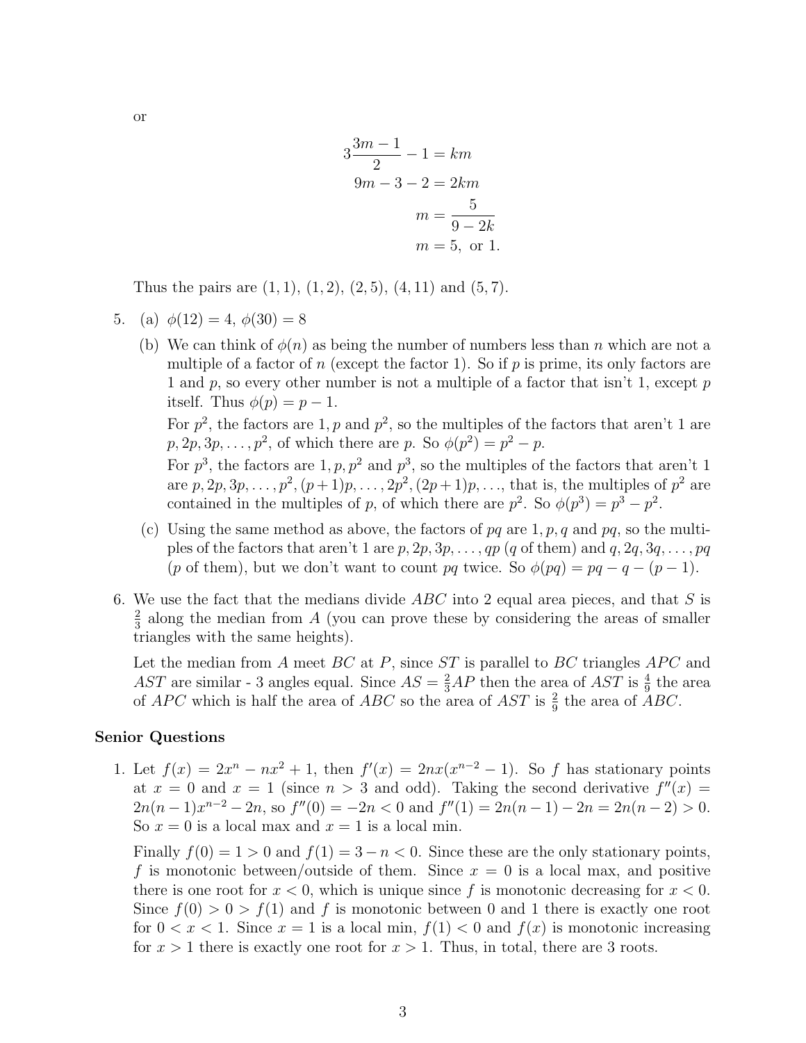or

$$
\begin{aligned}
3\frac{3m-1}{2} - 1 &= km \\
9m - 3 - 2 &= 2km \\
m &= \frac{5}{9-2k} \\
m &= 5, \text{ or } 1.
\end{aligned}
$$

Thus the pairs are $(1,1)$, $(1,2)$, $(2,5)$, $(4,11)$ and $(5,7)$.

5. (a) $\phi(12) = 4$, $\phi(30) = 8$

   (b) We can think of $\phi(n)$ as being the number of numbers less than $n$ which are not a multiple of a factor of $n$ (except the factor 1). So if $p$ is prime, its only factors are 1 and $p$, so every other number is not a multiple of a factor that isn't 1, except $p$ itself. Thus $\phi(p) = p - 1$.

   For $p^2$, the factors are $1, p$ and $p^2$, so the multiples of the factors that aren't 1 are $p, 2p, 3p, \ldots, p^2$, of which there are $p$. So $\phi(p^2) = p^2 - p$.

   For $p^3$, the factors are $1, p, p^2$ and $p^3$, so the multiples of the factors that aren't 1 are $p, 2p, 3p, \ldots, p^2, (p+1)p, \ldots, 2p^2, (2p+1)p, \ldots$, that is, the multiples of $p^2$ are contained in the multiples of $p$, of which there are $p^2$. So $\phi(p^3) = p^3 - p^2$.

   (c) Using the same method as above, the factors of $pq$ are $1, p, q$ and $pq$, so the multiples of the factors that aren't 1 are $p, 2p, 3p, \ldots, qp$ ($q$ of them) and $q, 2q, 3q, \ldots, pq$ ($p$ of them), but we don't want to count $pq$ twice. So $\phi(pq) = pq - q - (p-1)$.

6. We use the fact that the medians divide $ABC$ into 2 equal area pieces, and that $S$ is $\frac{2}{3}$ along the median from $A$ (you can prove these by considering the areas of smaller triangles with the same heights).

   Let the median from $A$ meet $BC$ at $P$, since $ST$ is parallel to $BC$ triangles $APC$ and $AST$ are similar - 3 angles equal. Since $AS = \frac{2}{3}AP$ then the area of $AST$ is $\frac{4}{9}$ the area of $APC$ which is half the area of $ABC$ so the area of $AST$ is $\frac{2}{9}$ the area of $ABC$.

### Senior Questions

1. Let $f(x) = 2x^n - nx^2 + 1$, then $f'(x) = 2nx(x^{n-2} - 1)$. So $f$ has stationary points at $x = 0$ and $x = 1$ (since $n > 3$ and odd). Taking the second derivative $f''(x) = 2n(n-1)x^{n-2} - 2n$, so $f''(0) = -2n < 0$ and $f''(1) = 2n(n-1) - 2n = 2n(n-2) > 0$. So $x = 0$ is a local max and $x = 1$ is a local min.

   Finally $f(0) = 1 > 0$ and $f(1) = 3 - n < 0$. Since these are the only stationary points, $f$ is monotonic between/outside of them. Since $x = 0$ is a local max, and positive there is one root for $x < 0$, which is unique since $f$ is monotonic decreasing for $x < 0$. Since $f(0) > 0 > f(1)$ and $f$ is monotonic between 0 and 1 there is exactly one root for $0 < x < 1$. Since $x = 1$ is a local min, $f(1) < 0$ and $f(x)$ is monotonic increasing for $x > 1$ there is exactly one root for $x > 1$. Thus, in total, there are 3 roots.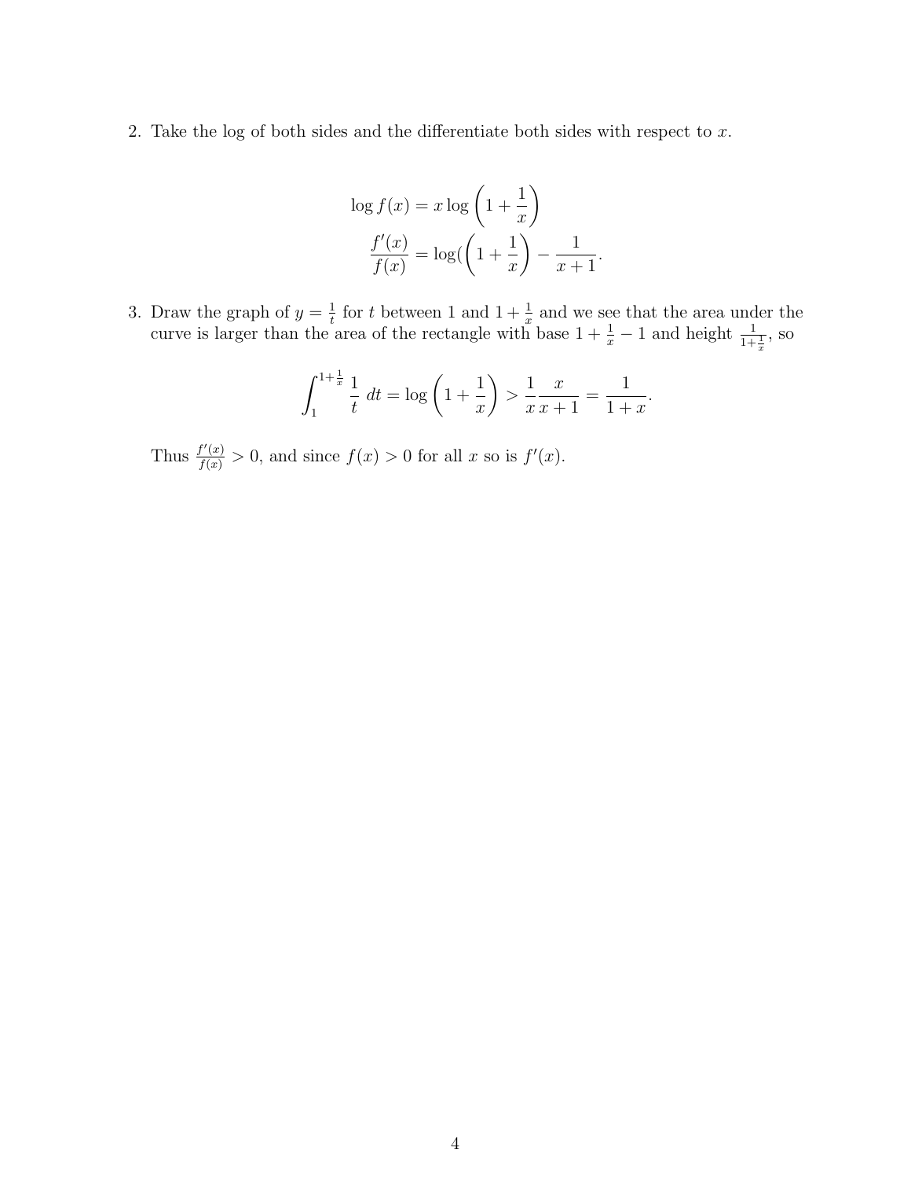2. Take the log of both sides and the differentiate both sides with respect to $x$.

$$
\begin{aligned}
\log f(x) &= x \log\left(1 + \frac{1}{x}\right) \\
\frac{f'(x)}{f(x)} &= \log(\left(1 + \frac{1}{x}\right) - \frac{1}{x+1}.
\end{aligned}
$$

3. Draw the graph of $y = \frac{1}{t}$ for $t$ between 1 and $1 + \frac{1}{x}$ and we see that the area under the curve is larger than the area of the rectangle with base $1 + \frac{1}{x} - 1$ and height $\frac{1}{1+\frac{1}{x}}$, so

$$
\int_1^{1+\frac{1}{x}} \frac{1}{t}\, dt = \log\left(1 + \frac{1}{x}\right) > \frac{1}{x}\frac{x}{x+1} = \frac{1}{1+x}.
$$

Thus $\frac{f'(x)}{f(x)} > 0$, and since $f(x) > 0$ for all $x$ so is $f'(x)$.